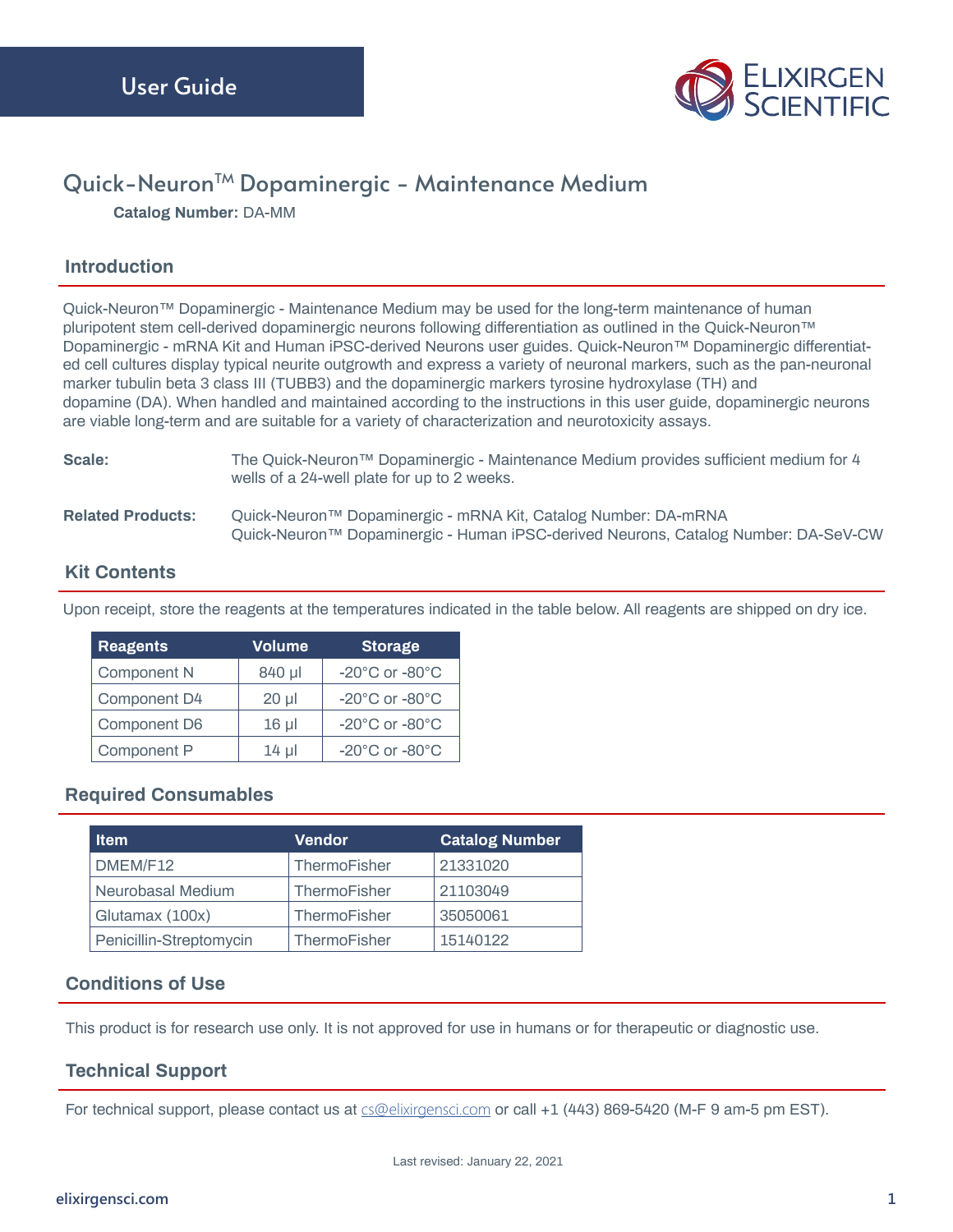User Guide

ELIXIRGEN SCIENTIFIC

# Quick-Neuron™ Dopaminergic - Maintenance Medium

**Catalog Number:** DA-MM

## Introduction

Quick-Neuron™ Dopaminergic - Maintenance Medium may be used for the long-term maintenance of human pluripotent stem cell-derived dopaminergic neurons following differentiation as outlined in the Quick-Neuron™ Dopaminergic - mRNA Kit and Human iPSC-derived Neurons user guides. Quick-Neuron™ Dopaminergic differentiated cell cultures display typical neurite outgrowth and express a variety of neuronal markers, such as the pan-neuronal marker tubulin beta 3 class III (TUBB3) and the dopaminergic markers tyrosine hydroxylase (TH) and dopamine (DA). When handled and maintained according to the instructions in this user guide, dopaminergic neurons are viable long-term and are suitable for a variety of characterization and neurotoxicity assays.

**Scale:** The Quick-Neuron™ Dopaminergic - Maintenance Medium provides sufficient medium for 4 wells of a 24-well plate for up to 2 weeks.

**Related Products:** Quick-Neuron™ Dopaminergic - mRNA Kit, Catalog Number: DA-mRNA
Quick-Neuron™ Dopaminergic - Human iPSC-derived Neurons, Catalog Number: DA-SeV-CW

## Kit Contents

Upon receipt, store the reagents at the temperatures indicated in the table below. All reagents are shipped on dry ice.

| Reagents | Volume | Storage |
|---|---|---|
| Component N | 840 µl | -20°C or -80°C |
| Component D4 | 20 µl | -20°C or -80°C |
| Component D6 | 16 µl | -20°C or -80°C |
| Component P | 14 µl | -20°C or -80°C |

## Required Consumables

| Item | Vendor | Catalog Number |
|---|---|---|
| DMEM/F12 | ThermoFisher | 21331020 |
| Neurobasal Medium | ThermoFisher | 21103049 |
| Glutamax (100x) | ThermoFisher | 35050061 |
| Penicillin-Streptomycin | ThermoFisher | 15140122 |

## Conditions of Use

This product is for research use only. It is not approved for use in humans or for therapeutic or diagnostic use.

## Technical Support

For technical support, please contact us at cs@elixirgensci.com or call +1 (443) 869-5420 (M-F 9 am-5 pm EST).

Last revised: January 22, 2021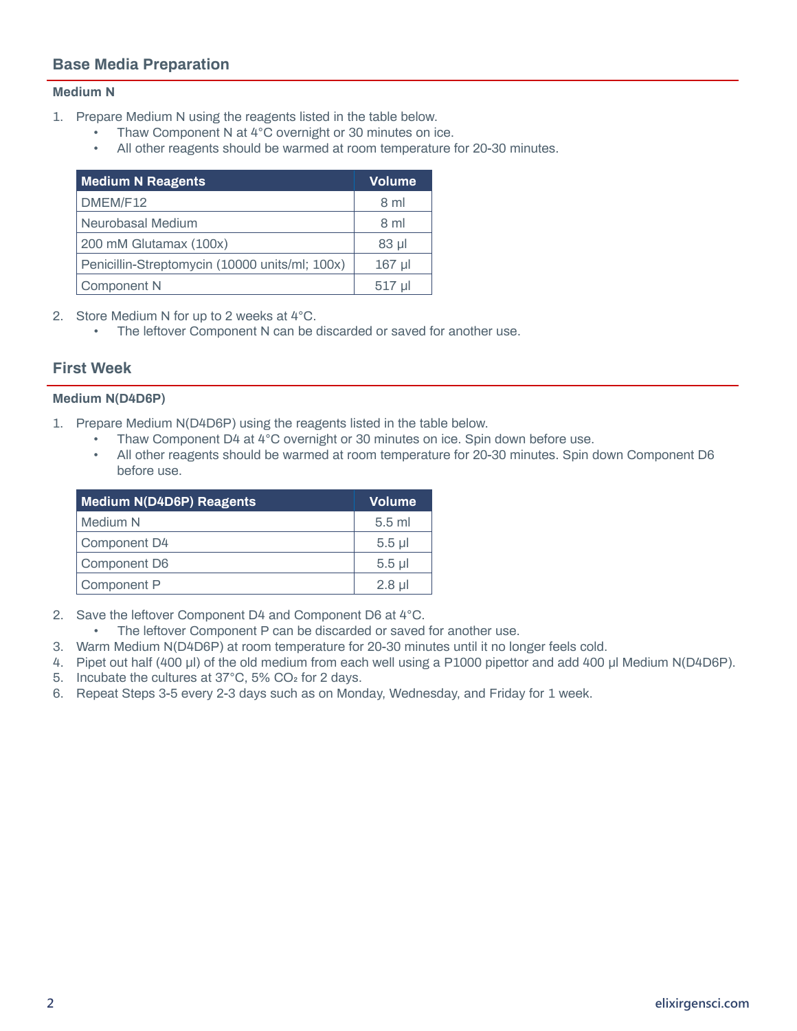## Base Media Preparation

### Medium N

1. Prepare Medium N using the reagents listed in the table below.
   - Thaw Component N at 4°C overnight or 30 minutes on ice.
   - All other reagents should be warmed at room temperature for 20-30 minutes.

| Medium N Reagents | Volume |
|---|---|
| DMEM/F12 | 8 ml |
| Neurobasal Medium | 8 ml |
| 200 mM Glutamax (100x) | 83 µl |
| Penicillin-Streptomycin (10000 units/ml; 100x) | 167 µl |
| Component N | 517 µl |

2. Store Medium N for up to 2 weeks at 4°C.
   - The leftover Component N can be discarded or saved for another use.

## First Week

### Medium N(D4D6P)

1. Prepare Medium N(D4D6P) using the reagents listed in the table below.
   - Thaw Component D4 at 4°C overnight or 30 minutes on ice. Spin down before use.
   - All other reagents should be warmed at room temperature for 20-30 minutes. Spin down Component D6 before use.

| Medium N(D4D6P) Reagents | Volume |
|---|---|
| Medium N | 5.5 ml |
| Component D4 | 5.5 µl |
| Component D6 | 5.5 µl |
| Component P | 2.8 µl |

2. Save the leftover Component D4 and Component D6 at 4°C.
   - The leftover Component P can be discarded or saved for another use.
3. Warm Medium N(D4D6P) at room temperature for 20-30 minutes until it no longer feels cold.
4. Pipet out half (400 µl) of the old medium from each well using a P1000 pipettor and add 400 µl Medium N(D4D6P).
5. Incubate the cultures at 37°C, 5% $CO_2$ for 2 days.
6. Repeat Steps 3-5 every 2-3 days such as on Monday, Wednesday, and Friday for 1 week.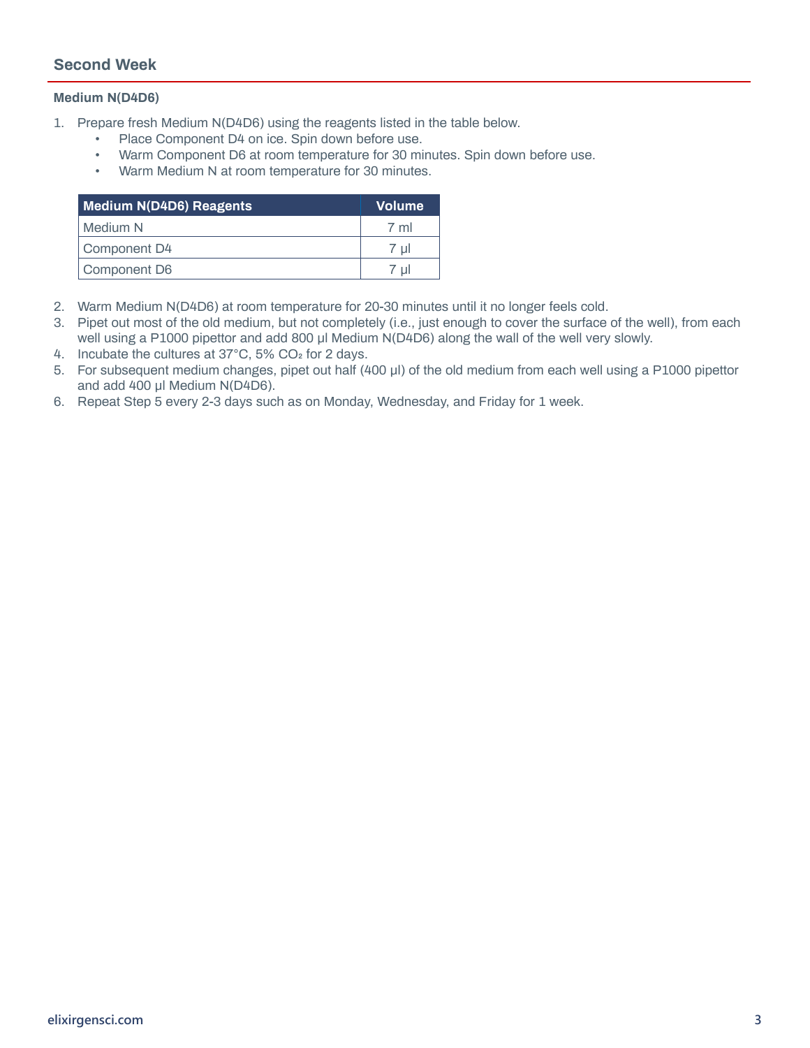## Second Week

### Medium N(D4D6)

1. Prepare fresh Medium N(D4D6) using the reagents listed in the table below.
   - Place Component D4 on ice. Spin down before use.
   - Warm Component D6 at room temperature for 30 minutes. Spin down before use.
   - Warm Medium N at room temperature for 30 minutes.

| Medium N(D4D6) Reagents | Volume |
|---|---|
| Medium N | 7 ml |
| Component D4 | 7 µl |
| Component D6 | 7 µl |

2. Warm Medium N(D4D6) at room temperature for 20-30 minutes until it no longer feels cold.
3. Pipet out most of the old medium, but not completely (i.e., just enough to cover the surface of the well), from each well using a P1000 pipettor and add 800 µl Medium N(D4D6) along the wall of the well very slowly.
4. Incubate the cultures at 37°C, 5% $CO_2$ for 2 days.
5. For subsequent medium changes, pipet out half (400 µl) of the old medium from each well using a P1000 pipettor and add 400 µl Medium N(D4D6).
6. Repeat Step 5 every 2-3 days such as on Monday, Wednesday, and Friday for 1 week.